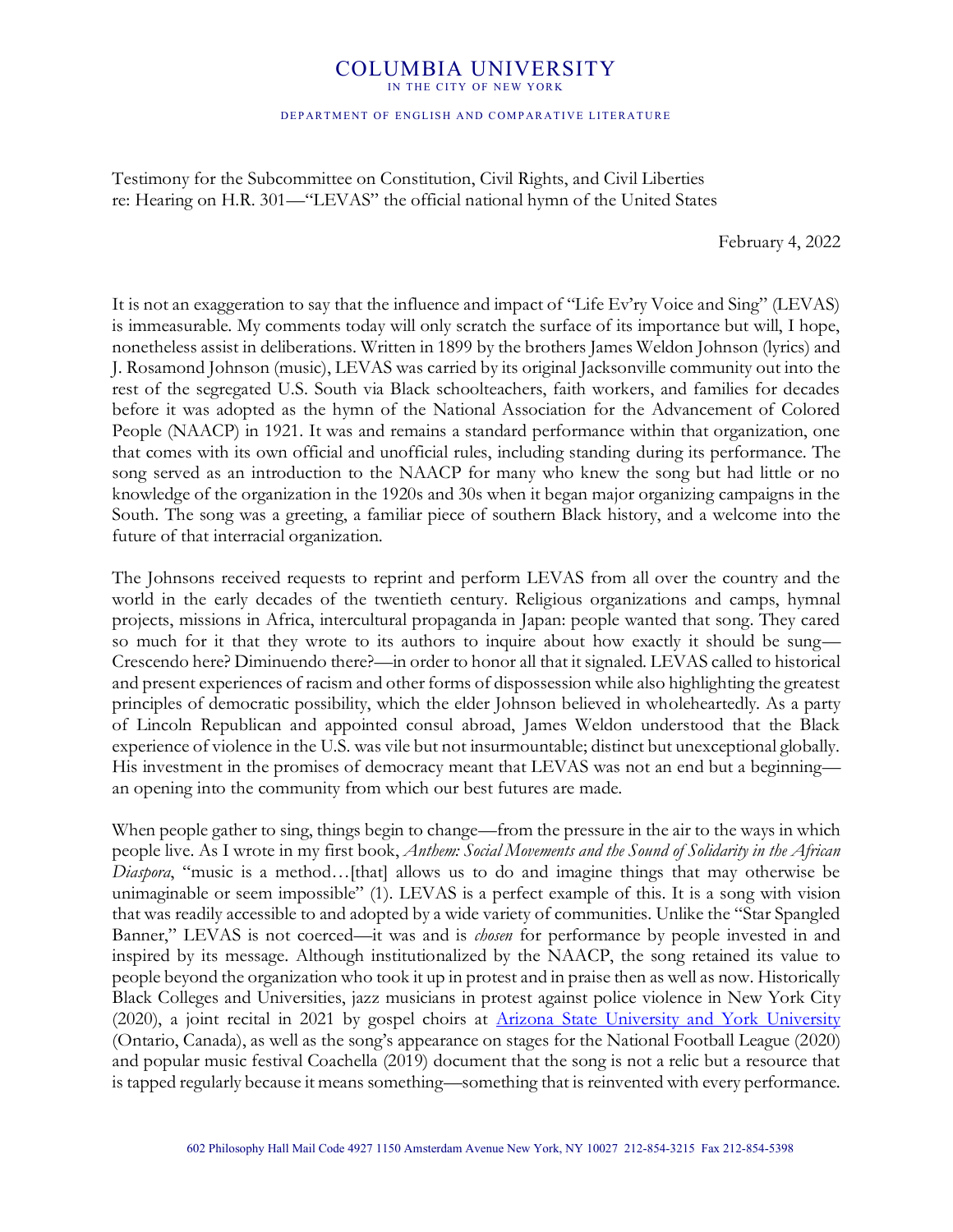# COLUMBIA UNIVERSITY

IN THE CITY OF NEW YORK

DEPARTMENT OF ENGLISH AND COMPARATIVE LITERATURE

Testimony for the Subcommittee on Constitution, Civil Rights, and Civil Liberties
re: Hearing on H.R. 301—"LEVAS" the official national hymn of the United States

February 4, 2022

It is not an exaggeration to say that the influence and impact of "Life Ev'ry Voice and Sing" (LEVAS) is immeasurable. My comments today will only scratch the surface of its importance but will, I hope, nonetheless assist in deliberations. Written in 1899 by the brothers James Weldon Johnson (lyrics) and J. Rosamond Johnson (music), LEVAS was carried by its original Jacksonville community out into the rest of the segregated U.S. South via Black schoolteachers, faith workers, and families for decades before it was adopted as the hymn of the National Association for the Advancement of Colored People (NAACP) in 1921. It was and remains a standard performance within that organization, one that comes with its own official and unofficial rules, including standing during its performance. The song served as an introduction to the NAACP for many who knew the song but had little or no knowledge of the organization in the 1920s and 30s when it began major organizing campaigns in the South. The song was a greeting, a familiar piece of southern Black history, and a welcome into the future of that interracial organization.

The Johnsons received requests to reprint and perform LEVAS from all over the country and the world in the early decades of the twentieth century. Religious organizations and camps, hymnal projects, missions in Africa, intercultural propaganda in Japan: people wanted that song. They cared so much for it that they wrote to its authors to inquire about how exactly it should be sung—Crescendo here? Diminuendo there?—in order to honor all that it signaled. LEVAS called to historical and present experiences of racism and other forms of dispossession while also highlighting the greatest principles of democratic possibility, which the elder Johnson believed in wholeheartedly. As a party of Lincoln Republican and appointed consul abroad, James Weldon understood that the Black experience of violence in the U.S. was vile but not insurmountable; distinct but unexceptional globally. His investment in the promises of democracy meant that LEVAS was not an end but a beginning—an opening into the community from which our best futures are made.

When people gather to sing, things begin to change—from the pressure in the air to the ways in which people live. As I wrote in my first book, *Anthem: Social Movements and the Sound of Solidarity in the African Diaspora*, "music is a method…[that] allows us to do and imagine things that may otherwise be unimaginable or seem impossible" (1). LEVAS is a perfect example of this. It is a song with vision that was readily accessible to and adopted by a wide variety of communities. Unlike the "Star Spangled Banner," LEVAS is not coerced—it was and is *chosen* for performance by people invested in and inspired by its message. Although institutionalized by the NAACP, the song retained its value to people beyond the organization who took it up in protest and in praise then as well as now. Historically Black Colleges and Universities, jazz musicians in protest against police violence in New York City (2020), a joint recital in 2021 by gospel choirs at Arizona State University and York University (Ontario, Canada), as well as the song's appearance on stages for the National Football League (2020) and popular music festival Coachella (2019) document that the song is not a relic but a resource that is tapped regularly because it means something—something that is reinvented with every performance.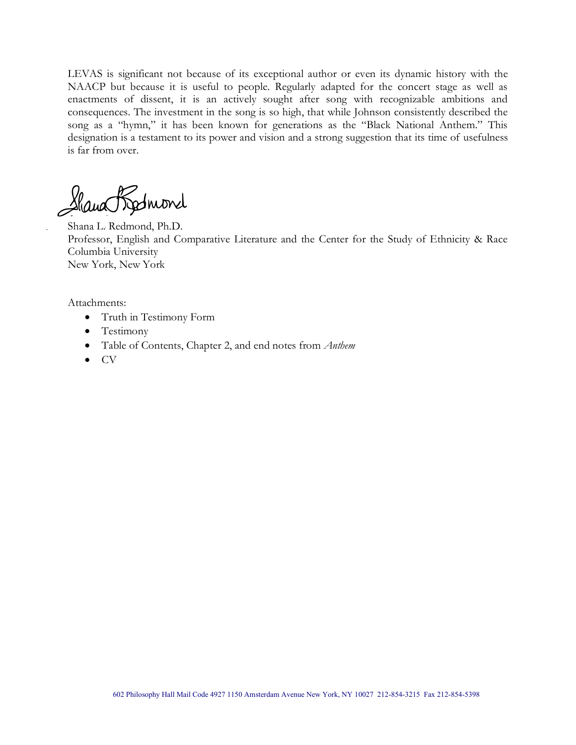LEVAS is significant not because of its exceptional author or even its dynamic history with the NAACP but because it is useful to people. Regularly adapted for the concert stage as well as enactments of dissent, it is an actively sought after song with recognizable ambitions and consequences. The investment in the song is so high, that while Johnson consistently described the song as a "hymn," it has been known for generations as the "Black National Anthem." This designation is a testament to its power and vision and a strong suggestion that its time of usefulness is far from over.

Shana L. Redmond, Ph.D.
Professor, English and Comparative Literature and the Center for the Study of Ethnicity & Race
Columbia University
New York, New York

Attachments:

- Truth in Testimony Form
- Testimony
- Table of Contents, Chapter 2, and end notes from *Anthem*
- CV

602 Philosophy Hall Mail Code 4927 1150 Amsterdam Avenue New York, NY 10027 212-854-3215 Fax 212-854-5398